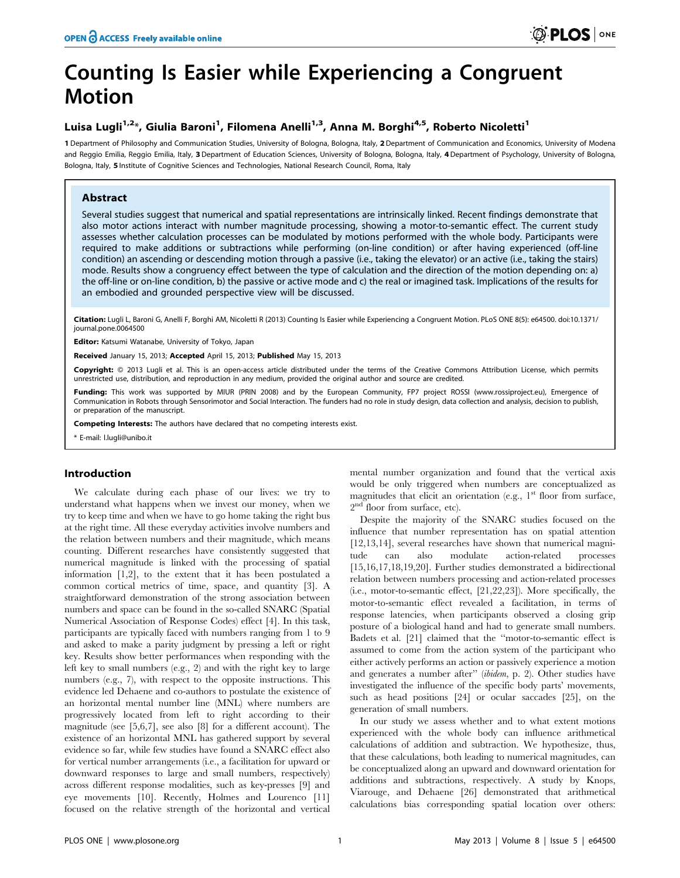# Counting Is Easier while Experiencing a Congruent Motion

**Luisa Lugli[1,2]*, Giulia Baroni[1], Filomena Anelli[1,3], Anna M. Borghi[4,5], Roberto Nicoletti[1]**

1 Department of Philosophy and Communication Studies, University of Bologna, Bologna, Italy, 2 Department of Communication and Economics, University of Modena and Reggio Emilia, Reggio Emilia, Italy, 3 Department of Education Sciences, University of Bologna, Bologna, Italy, 4 Department of Psychology, University of Bologna, Bologna, Italy, 5 Institute of Cognitive Sciences and Technologies, National Research Council, Roma, Italy

## Abstract

Several studies suggest that numerical and spatial representations are intrinsically linked. Recent findings demonstrate that also motor actions interact with number magnitude processing, showing a motor-to-semantic effect. The current study assesses whether calculation processes can be modulated by motions performed with the whole body. Participants were required to make additions or subtractions while performing (on-line condition) or after having experienced (off-line condition) an ascending or descending motion through a passive (i.e., taking the elevator) or an active (i.e., taking the stairs) mode. Results show a congruency effect between the type of calculation and the direction of the motion depending on: a) the off-line or on-line condition, b) the passive or active mode and c) the real or imagined task. Implications of the results for an embodied and grounded perspective view will be discussed.

**Citation:** Lugli L, Baroni G, Anelli F, Borghi AM, Nicoletti R (2013) Counting Is Easier while Experiencing a Congruent Motion. PLoS ONE 8(5): e64500. doi:10.1371/journal.pone.0064500

**Editor:** Katsumi Watanabe, University of Tokyo, Japan

**Received** January 15, 2013; **Accepted** April 15, 2013; **Published** May 15, 2013

**Copyright:** © 2013 Lugli et al. This is an open-access article distributed under the terms of the Creative Commons Attribution License, which permits unrestricted use, distribution, and reproduction in any medium, provided the original author and source are credited.

**Funding:** This work was supported by MIUR (PRIN 2008) and by the European Community, FP7 project ROSSI (www.rossiproject.eu), Emergence of Communication in Robots through Sensorimotor and Social Interaction. The funders had no role in study design, data collection and analysis, decision to publish, or preparation of the manuscript.

**Competing Interests:** The authors have declared that no competing interests exist.

\* E-mail: l.lugli@unibo.it

## Introduction

We calculate during each phase of our lives: we try to understand what happens when we invest our money, when we try to keep time and when we have to go home taking the right bus at the right time. All these everyday activities involve numbers and the relation between numbers and their magnitude, which means counting. Different researches have consistently suggested that numerical magnitude is linked with the processing of spatial information [1,2], to the extent that it has been postulated a common cortical metrics of time, space, and quantity [3]. A straightforward demonstration of the strong association between numbers and space can be found in the so-called SNARC (Spatial Numerical Association of Response Codes) effect [4]. In this task, participants are typically faced with numbers ranging from 1 to 9 and asked to make a parity judgment by pressing a left or right key. Results show better performances when responding with the left key to small numbers (e.g., 2) and with the right key to large numbers (e.g., 7), with respect to the opposite instructions. This evidence led Dehaene and co-authors to postulate the existence of an horizontal mental number line (MNL) where numbers are progressively located from left to right according to their magnitude (see [5,6,7], see also [8] for a different account). The existence of an horizontal MNL has gathered support by several evidence so far, while few studies have found a SNARC effect also for vertical number arrangements (i.e., a facilitation for upward or downward responses to large and small numbers, respectively) across different response modalities, such as key-presses [9] and eye movements [10]. Recently, Holmes and Lourenco [11] focused on the relative strength of the horizontal and vertical mental number organization and found that the vertical axis would be only triggered when numbers are conceptualized as magnitudes that elicit an orientation (e.g., 1st floor from surface, 2nd floor from surface, etc).

Despite the majority of the SNARC studies focused on the influence that number representation has on spatial attention [12,13,14], several researches have shown that numerical magnitude can also modulate action-related processes [15,16,17,18,19,20]. Further studies demonstrated a bidirectional relation between numbers processing and action-related processes (i.e., motor-to-semantic effect, [21,22,23]). More specifically, the motor-to-semantic effect revealed a facilitation, in terms of response latencies, when participants observed a closing grip posture of a biological hand and had to generate small numbers. Badets et al. [21] claimed that the "motor-to-semantic effect is assumed to come from the action system of the participant who either actively performs an action or passively experience a motion and generates a number after" (*ibidem*, p. 2). Other studies have investigated the influence of the specific body parts' movements, such as head positions [24] or ocular saccades [25], on the generation of small numbers.

In our study we assess whether and to what extent motions experienced with the whole body can influence arithmetical calculations of addition and subtraction. We hypothesize, thus, that these calculations, both leading to numerical magnitudes, can be conceptualized along an upward and downward orientation for additions and subtractions, respectively. A study by Knops, Viarouge, and Dehaene [26] demonstrated that arithmetical calculations bias corresponding spatial location over others: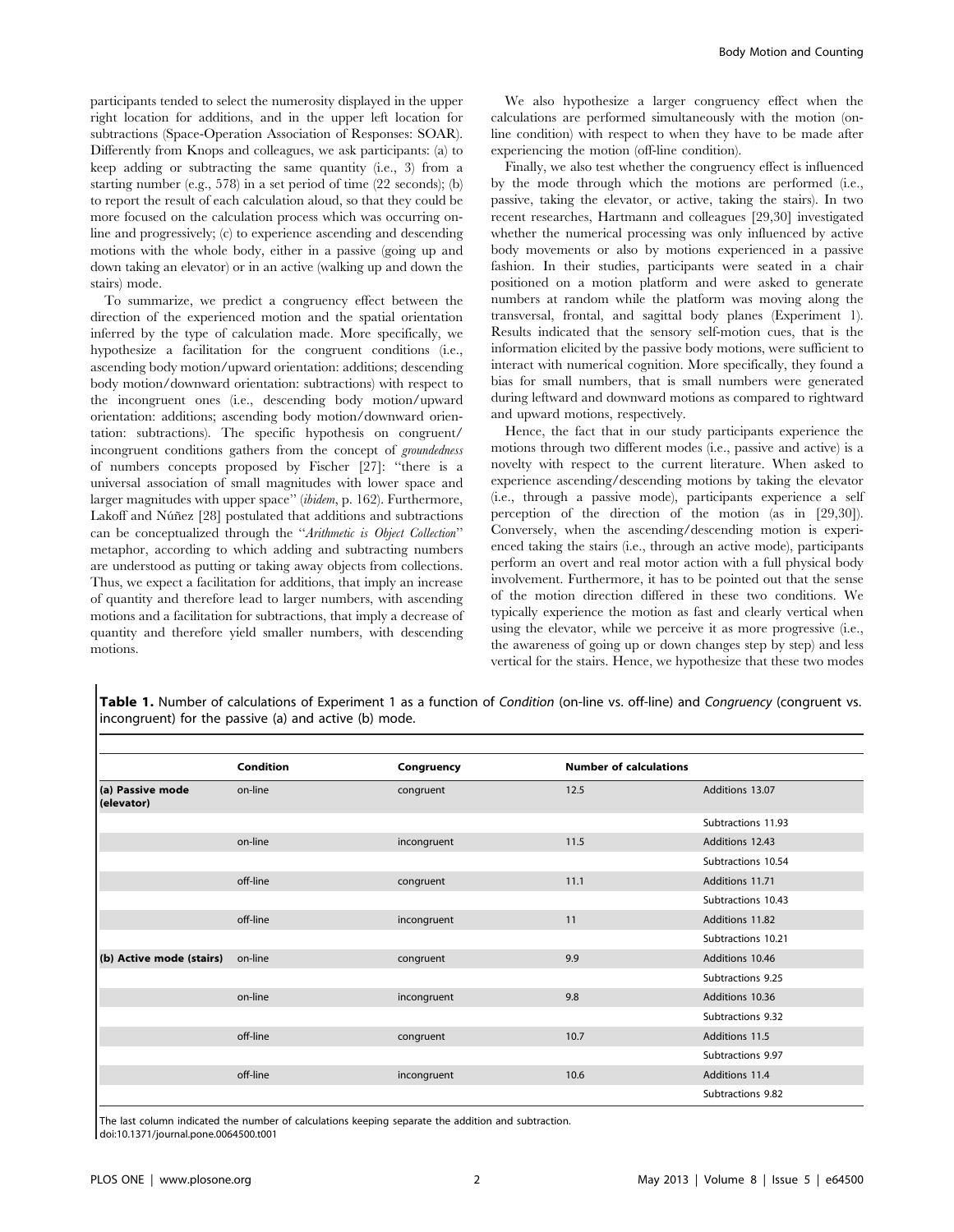participants tended to select the numerosity displayed in the upper right location for additions, and in the upper left location for subtractions (Space-Operation Association of Responses: SOAR). Differently from Knops and colleagues, we ask participants: (a) to keep adding or subtracting the same quantity (i.e., 3) from a starting number (e.g., 578) in a set period of time (22 seconds); (b) to report the result of each calculation aloud, so that they could be more focused on the calculation process which was occurring online and progressively; (c) to experience ascending and descending motions with the whole body, either in a passive (going up and down taking an elevator) or in an active (walking up and down the stairs) mode.

To summarize, we predict a congruency effect between the direction of the experienced motion and the spatial orientation inferred by the type of calculation made. More specifically, we hypothesize a facilitation for the congruent conditions (i.e., ascending body motion/upward orientation: additions; descending body motion/downward orientation: subtractions) with respect to the incongruent ones (i.e., descending body motion/upward orientation: additions; ascending body motion/downward orientation: subtractions). The specific hypothesis on congruent/incongruent conditions gathers from the concept of *groundedness* of numbers concepts proposed by Fischer [27]: "there is a universal association of small magnitudes with lower space and larger magnitudes with upper space" (*ibidem*, p. 162). Furthermore, Lakoff and Núñez [28] postulated that additions and subtractions can be conceptualized through the "*Arithmetic is Object Collection*" metaphor, according to which adding and subtracting numbers are understood as putting or taking away objects from collections. Thus, we expect a facilitation for additions, that imply an increase of quantity and therefore lead to larger numbers, with ascending motions and a facilitation for subtractions, that imply a decrease of quantity and therefore yield smaller numbers, with descending motions.

We also hypothesize a larger congruency effect when the calculations are performed simultaneously with the motion (online condition) with respect to when they have to be made after experiencing the motion (off-line condition).

Finally, we also test whether the congruency effect is influenced by the mode through which the motions are performed (i.e., passive, taking the elevator, or active, taking the stairs). In two recent researches, Hartmann and colleagues [29,30] investigated whether the numerical processing was only influenced by active body movements or also by motions experienced in a passive fashion. In their studies, participants were seated in a chair positioned on a motion platform and were asked to generate numbers at random while the platform was moving along the transversal, frontal, and sagittal body planes (Experiment 1). Results indicated that the sensory self-motion cues, that is the information elicited by the passive body motions, were sufficient to interact with numerical cognition. More specifically, they found a bias for small numbers, that is small numbers were generated during leftward and downward motions as compared to rightward and upward motions, respectively.

Hence, the fact that in our study participants experience the motions through two different modes (i.e., passive and active) is a novelty with respect to the current literature. When asked to experience ascending/descending motions by taking the elevator (i.e., through a passive mode), participants experience a self perception of the direction of the motion (as in [29,30]). Conversely, when the ascending/descending motion is experienced taking the stairs (i.e., through an active mode), participants perform an overt and real motor action with a full physical body involvement. Furthermore, it has to be pointed out that the sense of the motion direction differed in these two conditions. We typically experience the motion as fast and clearly vertical when using the elevator, while we perceive it as more progressive (i.e., the awareness of going up or down changes step by step) and less vertical for the stairs. Hence, we hypothesize that these two modes

**Table 1.** Number of calculations of Experiment 1 as a function of *Condition* (on-line vs. off-line) and *Congruency* (congruent vs. incongruent) for the passive (a) and active (b) mode.

| | Condition | Congruency | Number of calculations | |
|---|---|---|---|---|
| **(a) Passive mode (elevator)** | on-line | congruent | 12.5 | Additions 13.07 |
| | | | | Subtractions 11.93 |
| | on-line | incongruent | 11.5 | Additions 12.43 |
| | | | | Subtractions 10.54 |
| | off-line | congruent | 11.1 | Additions 11.71 |
| | | | | Subtractions 10.43 |
| | off-line | incongruent | 11 | Additions 11.82 |
| | | | | Subtractions 10.21 |
| **(b) Active mode (stairs)** | on-line | congruent | 9.9 | Additions 10.46 |
| | | | | Subtractions 9.25 |
| | on-line | incongruent | 9.8 | Additions 10.36 |
| | | | | Subtractions 9.32 |
| | off-line | congruent | 10.7 | Additions 11.5 |
| | | | | Subtractions 9.97 |
| | off-line | incongruent | 10.6 | Additions 11.4 |
| | | | | Subtractions 9.82 |

The last column indicated the number of calculations keeping separate the addition and subtraction.
doi:10.1371/journal.pone.0064500.t001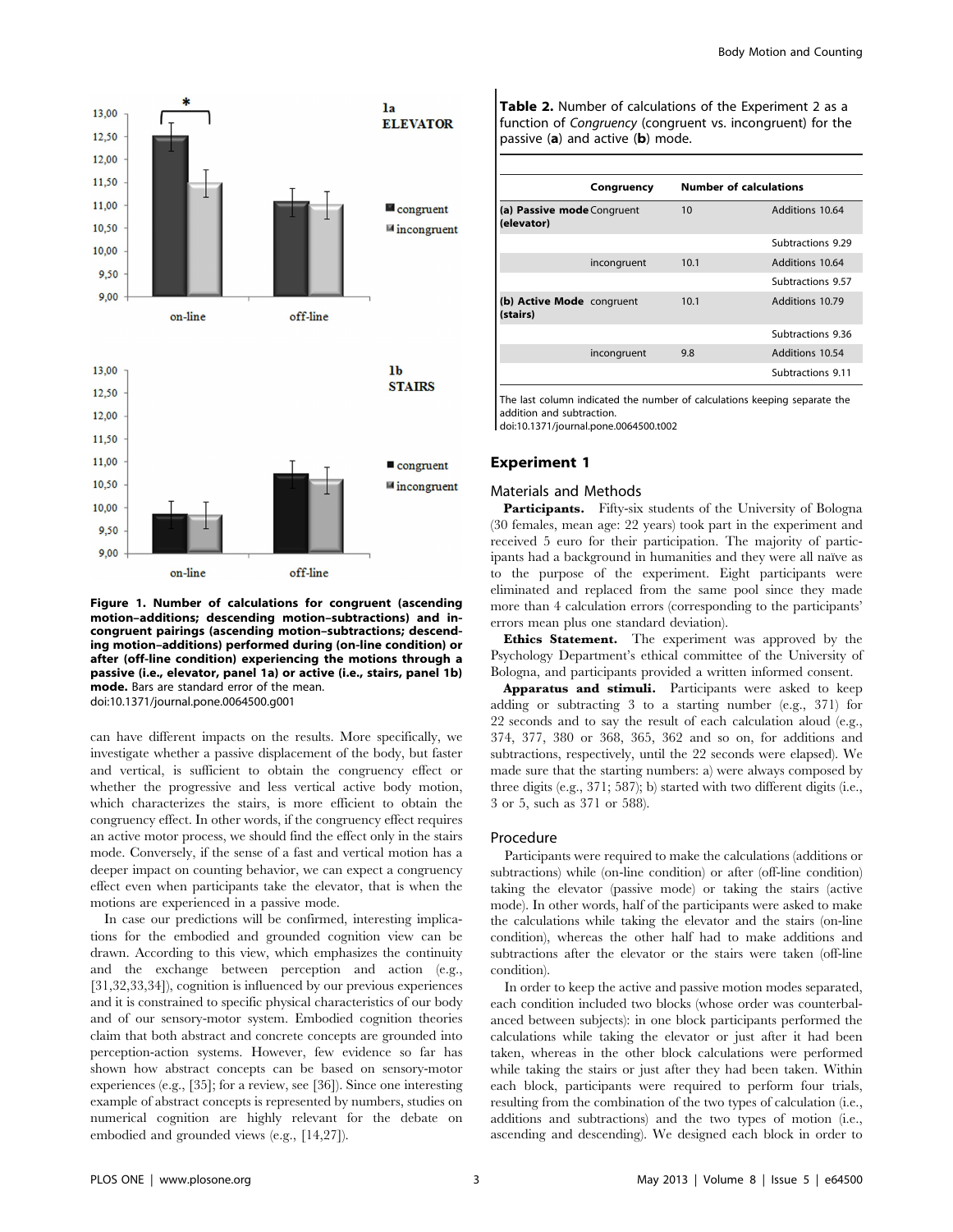Figure 1. Number of calculations for congruent (ascending motion–additions; descending motion–subtractions) and incongruent pairings (ascending motion–subtractions; descending motion–additions) performed during (on-line condition) or after (off-line condition) experiencing the motions through a passive (i.e., elevator, panel 1a) or active (i.e., stairs, panel 1b) mode. Bars are standard error of the mean.
doi:10.1371/journal.pone.0064500.g001

can have different impacts on the results. More specifically, we investigate whether a passive displacement of the body, but faster and vertical, is sufficient to obtain the congruency effect or whether the progressive and less vertical active body motion, which characterizes the stairs, is more efficient to obtain the congruency effect. In other words, if the congruency effect requires an active motor process, we should find the effect only in the stairs mode. Conversely, if the sense of a fast and vertical motion has a deeper impact on counting behavior, we can expect a congruency effect even when participants take the elevator, that is when the motions are experienced in a passive mode.

In case our predictions will be confirmed, interesting implications for the embodied and grounded cognition view can be drawn. According to this view, which emphasizes the continuity and the exchange between perception and action (e.g., [31,32,33,34]), cognition is influenced by our previous experiences and it is constrained to specific physical characteristics of our body and of our sensory-motor system. Embodied cognition theories claim that both abstract and concrete concepts are grounded into perception-action systems. However, few evidence so far has shown how abstract concepts can be based on sensory-motor experiences (e.g., [35]; for a review, see [36]). Since one interesting example of abstract concepts is represented by numbers, studies on numerical cognition are highly relevant for the debate on embodied and grounded views (e.g., [14,27]).

**Table 2.** Number of calculations of the Experiment 2 as a function of *Congruency* (congruent vs. incongruent) for the passive (**a**) and active (**b**) mode.

| | Congruency | Number of calculations | |
|---|---|---|---|
| **(a) Passive mode (elevator)** | Congruent | 10 | Additions 10.64 |
| | | | Subtractions 9.29 |
| | incongruent | 10.1 | Additions 10.64 |
| | | | Subtractions 9.57 |
| **(b) Active Mode (stairs)** | congruent | 10.1 | Additions 10.79 |
| | | | Subtractions 9.36 |
| | incongruent | 9.8 | Additions 10.54 |
| | | | Subtractions 9.11 |

The last column indicated the number of calculations keeping separate the addition and subtraction.
doi:10.1371/journal.pone.0064500.t002

## Experiment 1

### Materials and Methods

**Participants.** Fifty-six students of the University of Bologna (30 females, mean age: 22 years) took part in the experiment and received 5 euro for their participation. The majority of participants had a background in humanities and they were all naïve as to the purpose of the experiment. Eight participants were eliminated and replaced from the same pool since they made more than 4 calculation errors (corresponding to the participants' errors mean plus one standard deviation).

**Ethics Statement.** The experiment was approved by the Psychology Department's ethical committee of the University of Bologna, and participants provided a written informed consent.

**Apparatus and stimuli.** Participants were asked to keep adding or subtracting 3 to a starting number (e.g., 371) for 22 seconds and to say the result of each calculation aloud (e.g., 374, 377, 380 or 368, 365, 362 and so on, for additions and subtractions, respectively, until the 22 seconds were elapsed). We made sure that the starting numbers: a) were always composed by three digits (e.g., 371; 587); b) started with two different digits (i.e., 3 or 5, such as 371 or 588).

### Procedure

Participants were required to make the calculations (additions or subtractions) while (on-line condition) or after (off-line condition) taking the elevator (passive mode) or taking the stairs (active mode). In other words, half of the participants were asked to make the calculations while taking the elevator and the stairs (on-line condition), whereas the other half had to make additions and subtractions after the elevator or the stairs were taken (off-line condition).

In order to keep the active and passive motion modes separated, each condition included two blocks (whose order was counterbalanced between subjects): in one block participants performed the calculations while taking the elevator or just after it had been taken, whereas in the other block calculations were performed while taking the stairs or just after they had been taken. Within each block, participants were required to perform four trials, resulting from the combination of the two types of calculation (i.e., additions and subtractions) and the two types of motion (i.e., ascending and descending). We designed each block in order to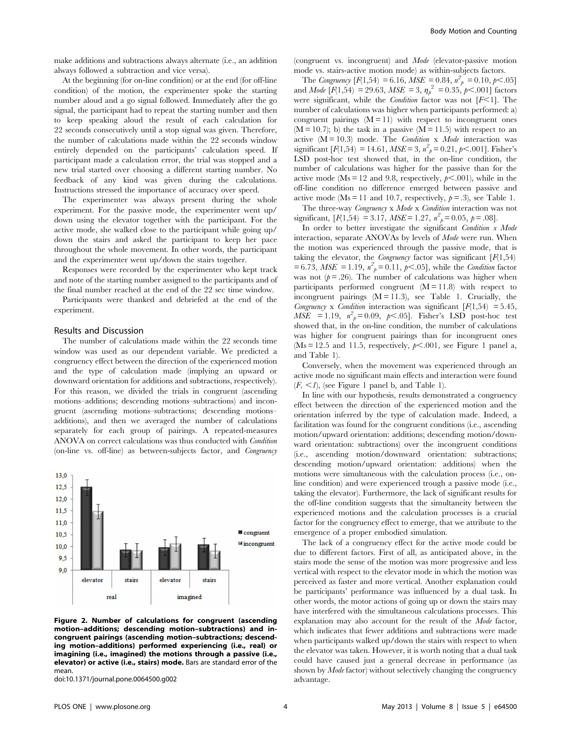make additions and subtractions always alternate (i.e., an addition always followed a subtraction and vice versa).

At the beginning (for on-line condition) or at the end (for off-line condition) of the motion, the experimenter spoke the starting number aloud and a go signal followed. Immediately after the go signal, the participant had to repeat the starting number and then to keep speaking aloud the result of each calculation for 22 seconds consecutively until a stop signal was given. Therefore, the number of calculations made within the 22 seconds window entirely depended on the participants' calculation speed. If participant made a calculation error, the trial was stopped and a new trial started over choosing a different starting number. No feedback of any kind was given during the calculations. Instructions stressed the importance of accuracy over speed.

The experimenter was always present during the whole experiment. For the passive mode, the experimenter went up/down using the elevator together with the participant. For the active mode, she walked close to the participant while going up/down the stairs and asked the participant to keep her pace throughout the whole movement. In other words, the participant and the experimenter went up/down the stairs together.

Responses were recorded by the experimenter who kept track and note of the starting number assigned to the participants and of the final number reached at the end of the 22 sec time window.

Participants were thanked and debriefed at the end of the experiment.

## Results and Discussion

The number of calculations made within the 22 seconds time window was used as our dependent variable. We predicted a congruency effect between the direction of the experienced motion and the type of calculation made (implying an upward or downward orientation for additions and subtractions, respectively). For this reason, we divided the trials in congruent (ascending motions–additions; descending motions–subtractions) and incongruent (ascending motions–subtractions; descending motions–additions), and then we averaged the number of calculations separately for each group of pairings. A repeated-measures ANOVA on correct calculations was thus conducted with *Condition* (on-line vs. off-line) as between-subjects factor, and *Congruency* (congruent vs. incongruent) and *Mode* (elevator-passive motion mode vs. stairs-active motion mode) as within-subjects factors.

The *Congruency* [$F(1,54) = 6.16$, $MSE = 0.84$, $\eta^2_p = 0.10$, $p<.05$] and *Mode* [$F(1,54) = 29.63$, $MSE = 3$, $\eta_p^2 = 0.35$, $p<.001$] factors were significant, while the *Condition* factor was not [$F<1$]. The number of calculations was higher when participants performed: a) congruent pairings ($M = 11$) with respect to incongruent ones ($M = 10.7$); b) the task in a passive ($M = 11.5$) with respect to an active ($M = 10.3$) mode. The *Condition* x *Mode* interaction was significant [$F(1,54) = 14.61$, $MSE = 3$, $\eta^2_p = 0.21$, $p<.001$]. Fisher's LSD post-hoc test showed that, in the on-line condition, the number of calculations was higher for the passive than for the active mode ($Ms = 12$ and $9.8$, respectively, $p<.001$), while in the off-line condition no difference emerged between passive and active mode ($Ms = 11$ and $10.7$, respectively, $p = .3$), see Table 1.

The three-way *Congruency* x *Mode* x *Condition* interaction was not significant, [$F(1,54) = 3.17$, $MSE = 1.27$, $\eta^2_p = 0.05$, $p = .08$].

In order to better investigate the significant *Condition x Mode* interaction, separate ANOVAs by levels of *Mode* were run. When the motion was experienced through the passive mode, that is taking the elevator, the *Congruency* factor was significant [$F(1,54) = 6.73$, $MSE = 1.19$, $\eta^2_p = 0.11$, $p<.05$], while the *Condition* factor was not ($p = .26$). The number of calculations was higher when participants performed congruent ($M = 11.8$) with respect to incongruent pairings ($M = 11.3$), see Table 1. Crucially, the *Congruency* x *Condition* interaction was significant [$F(1,54) = 5.45$, $MSE = 1.19$, $\eta^2_p = 0.09$, $p<.05$]. Fisher's LSD post-hoc test showed that, in the on-line condition, the number of calculations was higher for congruent pairings than for incongruent ones ($Ms = 12.5$ and $11.5$, respectively, $p<.001$, see Figure 1 panel a, and Table 1).

Conversely, when the movement was experienced through an active mode no significant main effects and interaction were found ($F_s < 1$), (see Figure 1 panel b, and Table 1).

In line with our hypothesis, results demonstrated a congruency effect between the direction of the experienced motion and the orientation inferred by the type of calculation made. Indeed, a facilitation was found for the congruent conditions (i.e., ascending motion/upward orientation: additions; descending motion/downward orientation: subtractions) over the incongruent conditions (i.e., ascending motion/downward orientation: subtractions; descending motion/upward orientation: additions) when the motions were simultaneous with the calculation process (i.e., on-line condition) and were experienced trough a passive mode (i.e., taking the elevator). Furthermore, the lack of significant results for the off-line condition suggests that the simultaneity between the experienced motions and the calculation processes is a crucial factor for the congruency effect to emerge, that we attribute to the emergence of a proper embodied simulation.

The lack of a congruency effect for the active mode could be due to different factors. First of all, as anticipated above, in the stairs mode the sense of the motion was more progressive and less vertical with respect to the elevator mode in which the motion was perceived as faster and more vertical. Another explanation could be participants' performance was influenced by a dual task. In other words, the motor actions of going up or down the stairs may have interfered with the simultaneous calculations processes. This explanation may also account for the result of the *Mode* factor, which indicates that fewer additions and subtractions were made when participants walked up/down the stairs with respect to when the elevator was taken. However, it is worth noting that a dual task could have caused just a general decrease in performance (as shown by *Mode* factor) without selectively changing the congruency advantage.

**Figure 2. Number of calculations for congruent (ascending motion–additions; descending motion–subtractions) and incongruent pairings (ascending motion–subtractions; descending motion–additions) performed experiencing (i.e., real) or imagining (i.e., imagined) the motions through a passive (i.e., elevator) or active (i.e., stairs) mode.** Bars are standard error of the mean.

doi:10.1371/journal.pone.0064500.g002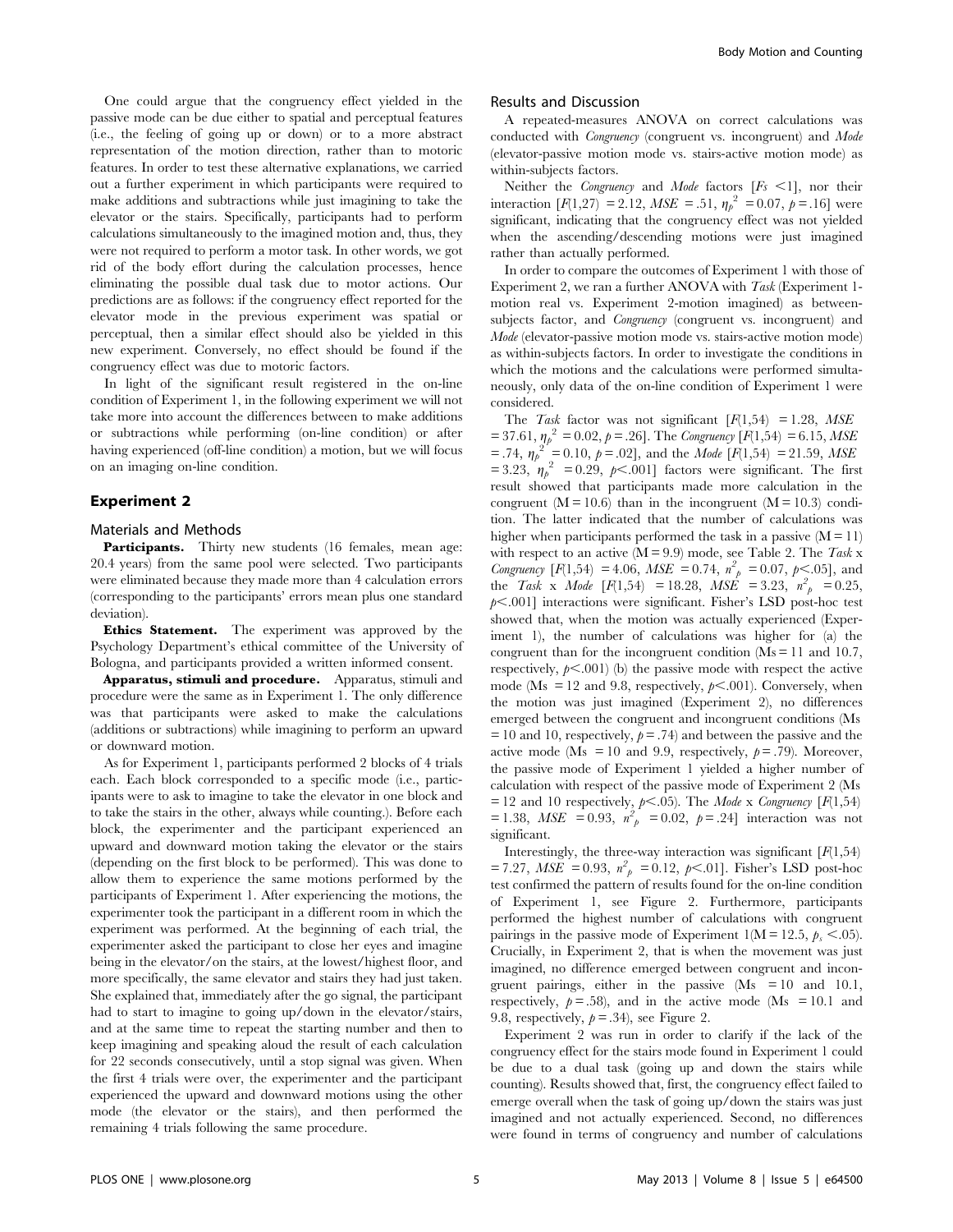One could argue that the congruency effect yielded in the passive mode can be due either to spatial and perceptual features (i.e., the feeling of going up or down) or to a more abstract representation of the motion direction, rather than to motoric features. In order to test these alternative explanations, we carried out a further experiment in which participants were required to make additions and subtractions while just imagining to take the elevator or the stairs. Specifically, participants had to perform calculations simultaneously to the imagined motion and, thus, they were not required to perform a motor task. In other words, we got rid of the body effort during the calculation processes, hence eliminating the possible dual task due to motor actions. Our predictions are as follows: if the congruency effect reported for the elevator mode in the previous experiment was spatial or perceptual, then a similar effect should also be yielded in this new experiment. Conversely, no effect should be found if the congruency effect was due to motoric factors.

In light of the significant result registered in the on-line condition of Experiment 1, in the following experiment we will not take more into account the differences between to make additions or subtractions while performing (on-line condition) or after having experienced (off-line condition) a motion, but we will focus on an imaging on-line condition.

## Experiment 2

### Materials and Methods

**Participants.** Thirty new students (16 females, mean age: 20.4 years) from the same pool were selected. Two participants were eliminated because they made more than 4 calculation errors (corresponding to the participants' errors mean plus one standard deviation).

**Ethics Statement.** The experiment was approved by the Psychology Department's ethical committee of the University of Bologna, and participants provided a written informed consent.

**Apparatus, stimuli and procedure.** Apparatus, stimuli and procedure were the same as in Experiment 1. The only difference was that participants were asked to make the calculations (additions or subtractions) while imagining to perform an upward or downward motion.

As for Experiment 1, participants performed 2 blocks of 4 trials each. Each block corresponded to a specific mode (i.e., participants were to ask to imagine to take the elevator in one block and to take the stairs in the other, always while counting.). Before each block, the experimenter and the participant experienced an upward and downward motion taking the elevator or the stairs (depending on the first block to be performed). This was done to allow them to experience the same motions performed by the participants of Experiment 1. After experiencing the motions, the experimenter took the participant in a different room in which the experiment was performed. At the beginning of each trial, the experimenter asked the participant to close her eyes and imagine being in the elevator/on the stairs, at the lowest/highest floor, and more specifically, the same elevator and stairs they had just taken. She explained that, immediately after the go signal, the participant had to start to imagine to going up/down in the elevator/stairs, and at the same time to repeat the starting number and then to keep imagining and speaking aloud the result of each calculation for 22 seconds consecutively, until a stop signal was given. When the first 4 trials were over, the experimenter and the participant experienced the upward and downward motions using the other mode (the elevator or the stairs), and then performed the remaining 4 trials following the same procedure.

### Results and Discussion

A repeated-measures ANOVA on correct calculations was conducted with *Congruency* (congruent vs. incongruent) and *Mode* (elevator-passive motion mode vs. stairs-active motion mode) as within-subjects factors.

Neither the *Congruency* and *Mode* factors [$Fs < 1$], nor their interaction [$F(1,27) = 2.12$, $MSE = .51$, $\eta_p^2 = 0.07$, $p = .16$] were significant, indicating that the congruency effect was not yielded when the ascending/descending motions were just imagined rather than actually performed.

In order to compare the outcomes of Experiment 1 with those of Experiment 2, we ran a further ANOVA with *Task* (Experiment 1-motion real vs. Experiment 2-motion imagined) as between-subjects factor, and *Congruency* (congruent vs. incongruent) and *Mode* (elevator-passive motion mode vs. stairs-active motion mode) as within-subjects factors. In order to investigate the conditions in which the motions and the calculations were performed simultaneously, only data of the on-line condition of Experiment 1 were considered.

The *Task* factor was not significant [$F(1,54) = 1.28$, $MSE = 37.61$, $\eta_p^2 = 0.02$, $p = .26$]. The *Congruency* [$F(1,54) = 6.15$, $MSE = .74$, $\eta_p^2 = 0.10$, $p = .02$], and the *Mode* [$F(1,54) = 21.59$, $MSE = 3.23$, $\eta_p^2 = 0.29$, $p < .001$] factors were significant. The first result showed that participants made more calculation in the congruent (M = 10.6) than in the incongruent (M = 10.3) condition. The latter indicated that the number of calculations was higher when participants performed the task in a passive (M = 11) with respect to an active (M = 9.9) mode, see Table 2. The *Task* x *Congruency* [$F(1,54) = 4.06$, $MSE = 0.74$, $\eta^2_p = 0.07$, $p < .05$], and the *Task* x *Mode* [$F(1,54) = 18.28$, $MSE = 3.23$, $\eta^2_p = 0.25$, $p < .001$] interactions were significant. Fisher's LSD post-hoc test showed that, when the motion was actually experienced (Experiment 1), the number of calculations was higher for (a) the congruent than for the incongruent condition (Ms = 11 and 10.7, respectively, $p < .001$) (b) the passive mode with respect the active mode (Ms = 12 and 9.8, respectively, $p < .001$). Conversely, when the motion was just imagined (Experiment 2), no differences emerged between the congruent and incongruent conditions (Ms = 10 and 10, respectively, $p = .74$) and between the passive and the active mode (Ms = 10 and 9.9, respectively, $p = .79$). Moreover, the passive mode of Experiment 1 yielded a higher number of calculation with respect of the passive mode of Experiment 2 (Ms = 12 and 10 respectively, $p < .05$). The *Mode* x *Congruency* [$F(1,54) = 1.38$, $MSE = 0.93$, $\eta^2_p = 0.02$, $p = .24$] interaction was not significant.

Interestingly, the three-way interaction was significant [$F(1,54) = 7.27$, $MSE = 0.93$, $\eta^2_p = 0.12$, $p < .01$]. Fisher's LSD post-hoc test confirmed the pattern of results found for the on-line condition of Experiment 1, see Figure 2. Furthermore, participants performed the highest number of calculations with congruent pairings in the passive mode of Experiment 1(M = 12.5, $p_s < .05$). Crucially, in Experiment 2, that is when the movement was just imagined, no difference emerged between congruent and incongruent pairings, either in the passive (Ms = 10 and 10.1, respectively, $p = .58$), and in the active mode (Ms = 10.1 and 9.8, respectively, $p = .34$), see Figure 2.

Experiment 2 was run in order to clarify if the lack of the congruency effect for the stairs mode found in Experiment 1 could be due to a dual task (going up and down the stairs while counting). Results showed that, first, the congruency effect failed to emerge overall when the task of going up/down the stairs was just imagined and not actually experienced. Second, no differences were found in terms of congruency and number of calculations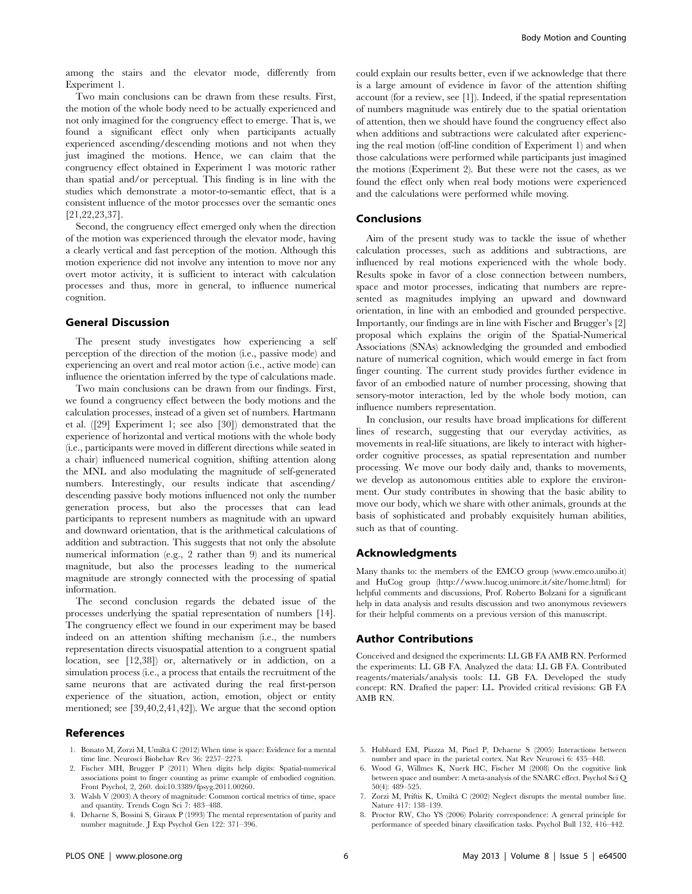among the stairs and the elevator mode, differently from Experiment 1.

Two main conclusions can be drawn from these results. First, the motion of the whole body need to be actually experienced and not only imagined for the congruency effect to emerge. That is, we found a significant effect only when participants actually experienced ascending/descending motions and not when they just imagined the motions. Hence, we can claim that the congruency effect obtained in Experiment 1 was motoric rather than spatial and/or perceptual. This finding is in line with the studies which demonstrate a motor-to-semantic effect, that is a consistent influence of the motor processes over the semantic ones [21,22,23,37].

Second, the congruency effect emerged only when the direction of the motion was experienced through the elevator mode, having a clearly vertical and fast perception of the motion. Although this motion experience did not involve any intention to move nor any overt motor activity, it is sufficient to interact with calculation processes and thus, more in general, to influence numerical cognition.

## General Discussion

The present study investigates how experiencing a self perception of the direction of the motion (i.e., passive mode) and experiencing an overt and real motor action (i.e., active mode) can influence the orientation inferred by the type of calculations made.

Two main conclusions can be drawn from our findings. First, we found a congruency effect between the body motions and the calculation processes, instead of a given set of numbers. Hartmann et al. ([29] Experiment 1; see also [30]) demonstrated that the experience of horizontal and vertical motions with the whole body (i.e., participants were moved in different directions while seated in a chair) influenced numerical cognition, shifting attention along the MNL and also modulating the magnitude of self-generated numbers. Interestingly, our results indicate that ascending/descending passive body motions influenced not only the number generation process, but also the processes that can lead participants to represent numbers as magnitude with an upward and downward orientation, that is the arithmetical calculations of addition and subtraction. This suggests that not only the absolute numerical information (e.g., 2 rather than 9) and its numerical magnitude, but also the processes leading to the numerical magnitude are strongly connected with the processing of spatial information.

The second conclusion regards the debated issue of the processes underlying the spatial representation of numbers [14]. The congruency effect we found in our experiment may be based indeed on an attention shifting mechanism (i.e., the numbers representation directs visuospatial attention to a congruent spatial location, see [12,38]) or, alternatively or in addiction, on a simulation process (i.e., a process that entails the recruitment of the same neurons that are activated during the real first-person experience of the situation, action, emotion, object or entity mentioned; see [39,40,2,41,42]). We argue that the second option could explain our results better, even if we acknowledge that there is a large amount of evidence in favor of the attention shifting account (for a review, see [1]). Indeed, if the spatial representation of numbers magnitude was entirely due to the spatial orientation of attention, then we should have found the congruency effect also when additions and subtractions were calculated after experiencing the real motion (off-line condition of Experiment 1) and when those calculations were performed while participants just imagined the motions (Experiment 2). But these were not the cases, as we found the effect only when real body motions were experienced and the calculations were performed while moving.

## Conclusions

Aim of the present study was to tackle the issue of whether calculation processes, such as additions and subtractions, are influenced by real motions experienced with the whole body. Results spoke in favor of a close connection between numbers, space and motor processes, indicating that numbers are represented as magnitudes implying an upward and downward orientation, in line with an embodied and grounded perspective. Importantly, our findings are in line with Fischer and Brugger's [2] proposal which explains the origin of the Spatial-Numerical Associations (SNAs) acknowledging the grounded and embodied nature of numerical cognition, which would emerge in fact from finger counting. The current study provides further evidence in favor of an embodied nature of number processing, showing that sensory-motor interaction, led by the whole body motion, can influence numbers representation.

In conclusion, our results have broad implications for different lines of research, suggesting that our everyday activities, as movements in real-life situations, are likely to interact with higher-order cognitive processes, as spatial representation and number processing. We move our body daily and, thanks to movements, we develop as autonomous entities able to explore the environment. Our study contributes in showing that the basic ability to move our body, which we share with other animals, grounds at the basis of sophisticated and probably exquisitely human abilities, such as that of counting.

## Acknowledgments

Many thanks to: the members of the EMCO group (www.emco.unibo.it) and HuCog group (http://www.hucog.unimore.it/site/home.html) for helpful comments and discussions, Prof. Roberto Bolzani for a significant help in data analysis and results discussion and two anonymous reviewers for their helpful comments on a previous version of this manuscript.

## Author Contributions

Conceived and designed the experiments: LL GB FA AMB RN. Performed the experiments: LL GB FA. Analyzed the data: LL GB FA. Contributed reagents/materials/analysis tools: LL GB FA. Developed the study concept: RN. Drafted the paper: LL. Provided critical revisions: GB FA AMB RN.

## References

1. Bonato M, Zorzi M, Umiltà C (2012) When time is space: Evidence for a mental time line. Neurosci Biobehav Rev 36: 2257–2273.
2. Fischer MH, Brugger P (2011) When digits help digits: Spatial-numerical associations point to finger counting as prime example of embodied cognition. Front Psychol, 2, 260. doi:10.3389/fpsyg.2011.00260.
3. Walsh V (2003) A theory of magnitude: Common cortical metrics of time, space and quantity. Trends Cogn Sci 7: 483–488.
4. Dehaene S, Bossini S, Giraux P (1993) The mental representation of parity and number magnitude. J Exp Psychol Gen 122: 371–396.
5. Hubbard EM, Piazza M, Pinel P, Dehaene S (2005) Interactions between number and space in the parietal cortex. Nat Rev Neurosci 6: 435–448.
6. Wood G, Willmes K, Nuerk HC, Fischer M (2008) On the cognitive link between space and number: A meta-analysis of the SNARC effect. Psychol Sci Q 50(4): 489–525.
7. Zorzi M, Priftis K, Umiltà C (2002) Neglect disrupts the mental number line. Nature 417: 138–139.
8. Proctor RW, Cho YS (2006) Polarity correspondence: A general principle for performance of speeded binary classification tasks. Psychol Bull 132, 416–442.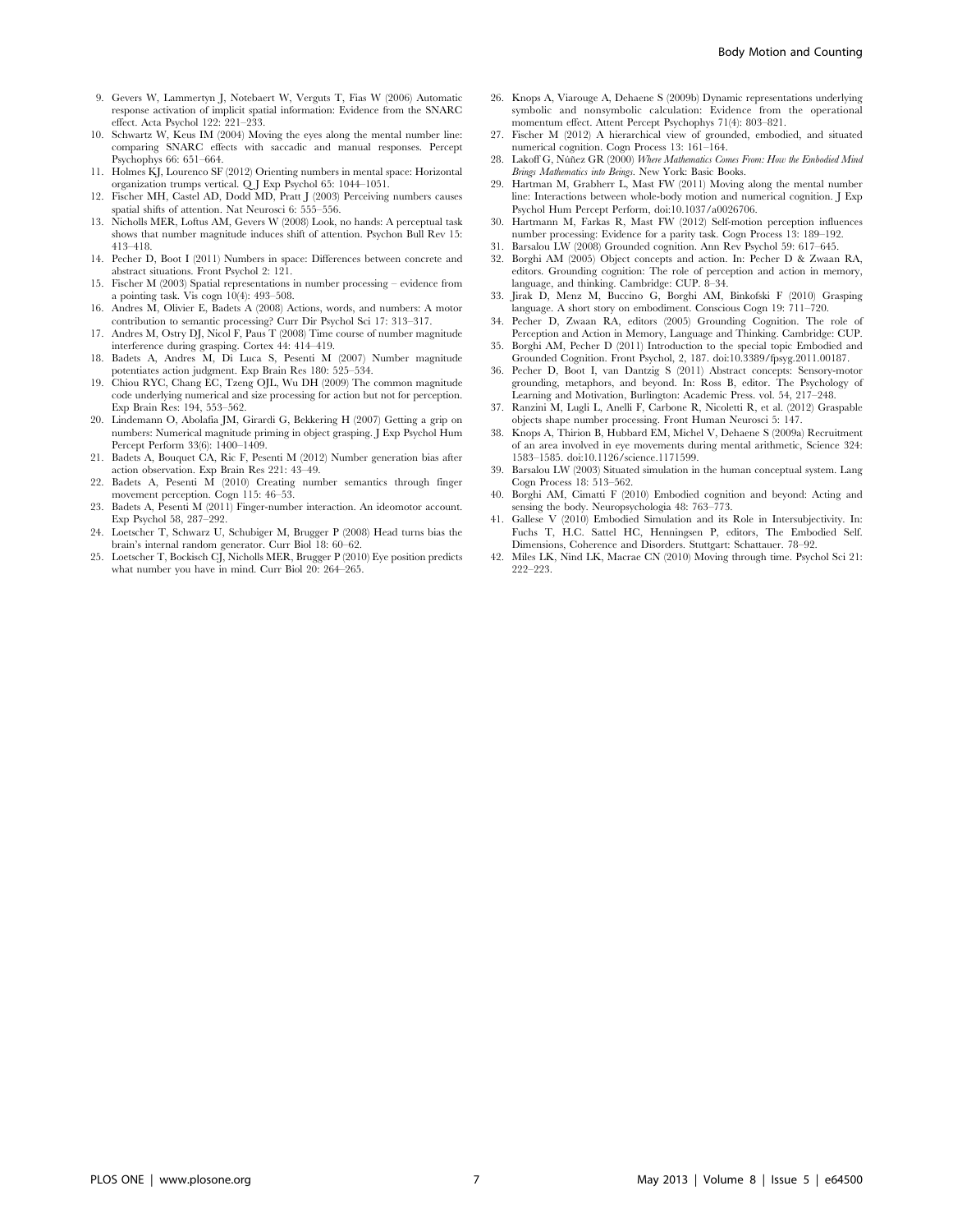9. Gevers W, Lammertyn J, Notebaert W, Verguts T, Fias W (2006) Automatic response activation of implicit spatial information: Evidence from the SNARC effect. Acta Psychol 122: 221–233.
10. Schwartz W, Keus IM (2004) Moving the eyes along the mental number line: comparing SNARC effects with saccadic and manual responses. Percept Psychophys 66: 651–664.
11. Holmes KJ, Lourenco SF (2012) Orienting numbers in mental space: Horizontal organization trumps vertical. Q J Exp Psychol 65: 1044–1051.
12. Fischer MH, Castel AD, Dodd MD, Pratt J (2003) Perceiving numbers causes spatial shifts of attention. Nat Neurosci 6: 555–556.
13. Nicholls MER, Loftus AM, Gevers W (2008) Look, no hands: A perceptual task shows that number magnitude induces shift of attention. Psychon Bull Rev 15: 413–418.
14. Pecher D, Boot I (2011) Numbers in space: Differences between concrete and abstract situations. Front Psychol 2: 121.
15. Fischer M (2003) Spatial representations in number processing – evidence from a pointing task. Vis cogn 10(4): 493–508.
16. Andres M, Olivier E, Badets A (2008) Actions, words, and numbers: A motor contribution to semantic processing? Curr Dir Psychol Sci 17: 313–317.
17. Andres M, Ostry DJ, Nicol F, Paus T (2008) Time course of number magnitude interference during grasping. Cortex 44: 414–419.
18. Badets A, Andres M, Di Luca S, Pesenti M (2007) Number magnitude potentiates action judgment. Exp Brain Res 180: 525–534.
19. Chiou RYC, Chang EC, Tzeng OJL, Wu DH (2009) The common magnitude code underlying numerical and size processing for action but not for perception. Exp Brain Res: 194, 553–562.
20. Lindemann O, Abolafia JM, Girardi G, Bekkering H (2007) Getting a grip on numbers: Numerical magnitude priming in object grasping. J Exp Psychol Hum Percept Perform 33(6): 1400–1409.
21. Badets A, Bouquet CA, Ric F, Pesenti M (2012) Number generation bias after action observation. Exp Brain Res 221: 43–49.
22. Badets A, Pesenti M (2010) Creating number semantics through finger movement perception. Cogn 115: 46–53.
23. Badets A, Pesenti M (2011) Finger-number interaction. An ideomotor account. Exp Psychol 58, 287–292.
24. Loetscher T, Schwarz U, Schubiger M, Brugger P (2008) Head turns bias the brain's internal random generator. Curr Biol 18: 60–62.
25. Loetscher T, Bockisch CJ, Nicholls MER, Brugger P (2010) Eye position predicts what number you have in mind. Curr Biol 20: 264–265.
26. Knops A, Viarouge A, Dehaene S (2009b) Dynamic representations underlying symbolic and nonsymbolic calculation: Evidence from the operational momentum effect. Attent Percept Psychophys 71(4): 803–821.
27. Fischer M (2012) A hierarchical view of grounded, embodied, and situated numerical cognition. Cogn Process 13: 161–164.
28. Lakoff G, Núñez GR (2000) *Where Mathematics Comes From: How the Embodied Mind Brings Mathematics into Beings*. New York: Basic Books.
29. Hartman M, Grabherr L, Mast FW (2011) Moving along the mental number line: Interactions between whole-body motion and numerical cognition. J Exp Psychol Hum Percept Perform, doi:10.1037/a0026706.
30. Hartmann M, Farkas R, Mast FW (2012) Self-motion perception influences number processing: Evidence for a parity task. Cogn Process 13: 189–192.
31. Barsalou LW (2008) Grounded cognition. Ann Rev Psychol 59: 617–645.
32. Borghi AM (2005) Object concepts and action. In: Pecher D & Zwaan RA, editors. Grounding cognition: The role of perception and action in memory, language, and thinking. Cambridge: CUP. 8–34.
33. Jirak D, Menz M, Buccino G, Borghi AM, Binkofski F (2010) Grasping language. A short story on embodiment. Conscious Cogn 19: 711–720.
34. Pecher D, Zwaan RA, editors (2005) Grounding Cognition. The role of Perception and Action in Memory, Language and Thinking. Cambridge: CUP.
35. Borghi AM, Pecher D (2011) Introduction to the special topic Embodied and Grounded Cognition. Front Psychol, 2, 187. doi:10.3389/fpsyg.2011.00187.
36. Pecher D, Boot I, van Dantzig S (2011) Abstract concepts: Sensory-motor grounding, metaphors, and beyond. In: Ross B, editor. The Psychology of Learning and Motivation, Burlington: Academic Press. vol. 54, 217–248.
37. Ranzini M, Lugli L, Anelli F, Carbone R, Nicoletti R, et al. (2012) Graspable objects shape number processing. Front Human Neurosci 5: 147.
38. Knops A, Thirion B, Hubbard EM, Michel V, Dehaene S (2009a) Recruitment of an area involved in eye movements during mental arithmetic, Science 324: 1583–1585. doi:10.1126/science.1171599.
39. Barsalou LW (2003) Situated simulation in the human conceptual system. Lang Cogn Process 18: 513–562.
40. Borghi AM, Cimatti F (2010) Embodied cognition and beyond: Acting and sensing the body. Neuropsychologia 48: 763–773.
41. Gallese V (2010) Embodied Simulation and its Role in Intersubjectivity. In: Fuchs T, H.C. Sattel HC, Henningsen P, editors, The Embodied Self. Dimensions, Coherence and Disorders. Stuttgart: Schattauer. 78–92.
42. Miles LK, Nind LK, Macrae CN (2010) Moving through time. Psychol Sci 21: 222–223.